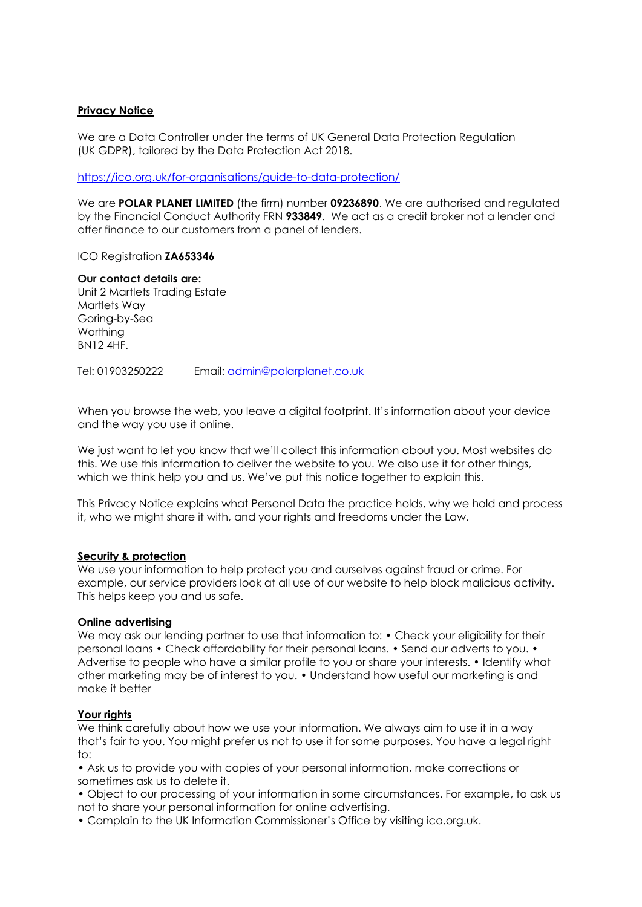## Privacy Notice

We are a Data Controller under the terms of UK General Data Protection Regulation (UK GDPR), tailored by the Data Protection Act 2018.

https://ico.org.uk/for-organisations/guide-to-data-protection/

We are **POLAR PLANET LIMITED** (the firm) number **09236890**. We are authorised and regulated by the Financial Conduct Authority FRN **933849**. We act as a credit broker not a lender and offer finance to our customers from a panel of lenders.

ICO Registration **ZA653346**

**Our contact details are:**
Unit 2 Martlets Trading Estate
Martlets Way
Goring-by-Sea
Worthing
BN12 4HF.

Tel: 01903250222 Email: admin@polarplanet.co.uk

When you browse the web, you leave a digital footprint. It's information about your device and the way you use it online.

We just want to let you know that we'll collect this information about you. Most websites do this. We use this information to deliver the website to you. We also use it for other things, which we think help you and us. We've put this notice together to explain this.

This Privacy Notice explains what Personal Data the practice holds, why we hold and process it, who we might share it with, and your rights and freedoms under the Law.

### Security & protection

We use your information to help protect you and ourselves against fraud or crime. For example, our service providers look at all use of our website to help block malicious activity. This helps keep you and us safe.

### Online advertising

We may ask our lending partner to use that information to: • Check your eligibility for their personal loans • Check affordability for their personal loans. • Send our adverts to you. • Advertise to people who have a similar profile to you or share your interests. • Identify what other marketing may be of interest to you. • Understand how useful our marketing is and make it better

### Your rights

We think carefully about how we use your information. We always aim to use it in a way that's fair to you. You might prefer us not to use it for some purposes. You have a legal right to:

- Ask us to provide you with copies of your personal information, make corrections or sometimes ask us to delete it.
- Object to our processing of your information in some circumstances. For example, to ask us not to share your personal information for online advertising.
- Complain to the UK Information Commissioner's Office by visiting ico.org.uk.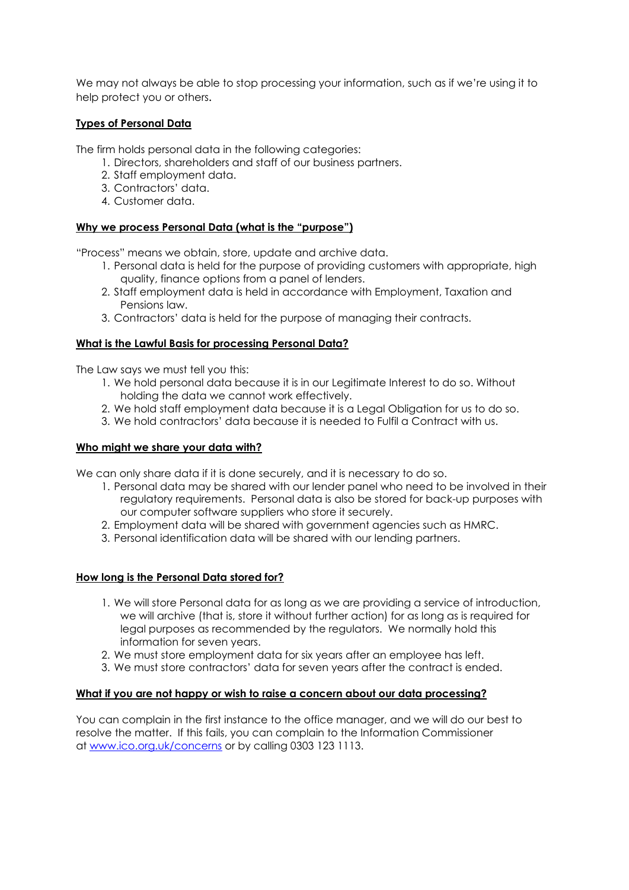We may not always be able to stop processing your information, such as if we're using it to help protect you or others.

**Types of Personal Data**

The firm holds personal data in the following categories:

1. Directors, shareholders and staff of our business partners.
2. Staff employment data.
3. Contractors' data.
4. Customer data.

**Why we process Personal Data (what is the "purpose")**

"Process" means we obtain, store, update and archive data.

1. Personal data is held for the purpose of providing customers with appropriate, high quality, finance options from a panel of lenders.
2. Staff employment data is held in accordance with Employment, Taxation and Pensions law.
3. Contractors' data is held for the purpose of managing their contracts.

**What is the Lawful Basis for processing Personal Data?**

The Law says we must tell you this:

1. We hold personal data because it is in our Legitimate Interest to do so. Without holding the data we cannot work effectively.
2. We hold staff employment data because it is a Legal Obligation for us to do so.
3. We hold contractors' data because it is needed to Fulfil a Contract with us.

**Who might we share your data with?**

We can only share data if it is done securely, and it is necessary to do so.

1. Personal data may be shared with our lender panel who need to be involved in their regulatory requirements. Personal data is also be stored for back-up purposes with our computer software suppliers who store it securely.
2. Employment data will be shared with government agencies such as HMRC.
3. Personal identification data will be shared with our lending partners.

**How long is the Personal Data stored for?**

1. We will store Personal data for as long as we are providing a service of introduction, we will archive (that is, store it without further action) for as long as is required for legal purposes as recommended by the regulators. We normally hold this information for seven years.
2. We must store employment data for six years after an employee has left.
3. We must store contractors' data for seven years after the contract is ended.

**What if you are not happy or wish to raise a concern about our data processing?**

You can complain in the first instance to the office manager, and we will do our best to resolve the matter. If this fails, you can complain to the Information Commissioner at [www.ico.org.uk/concerns](http://www.ico.org.uk/concerns) or by calling 0303 123 1113.